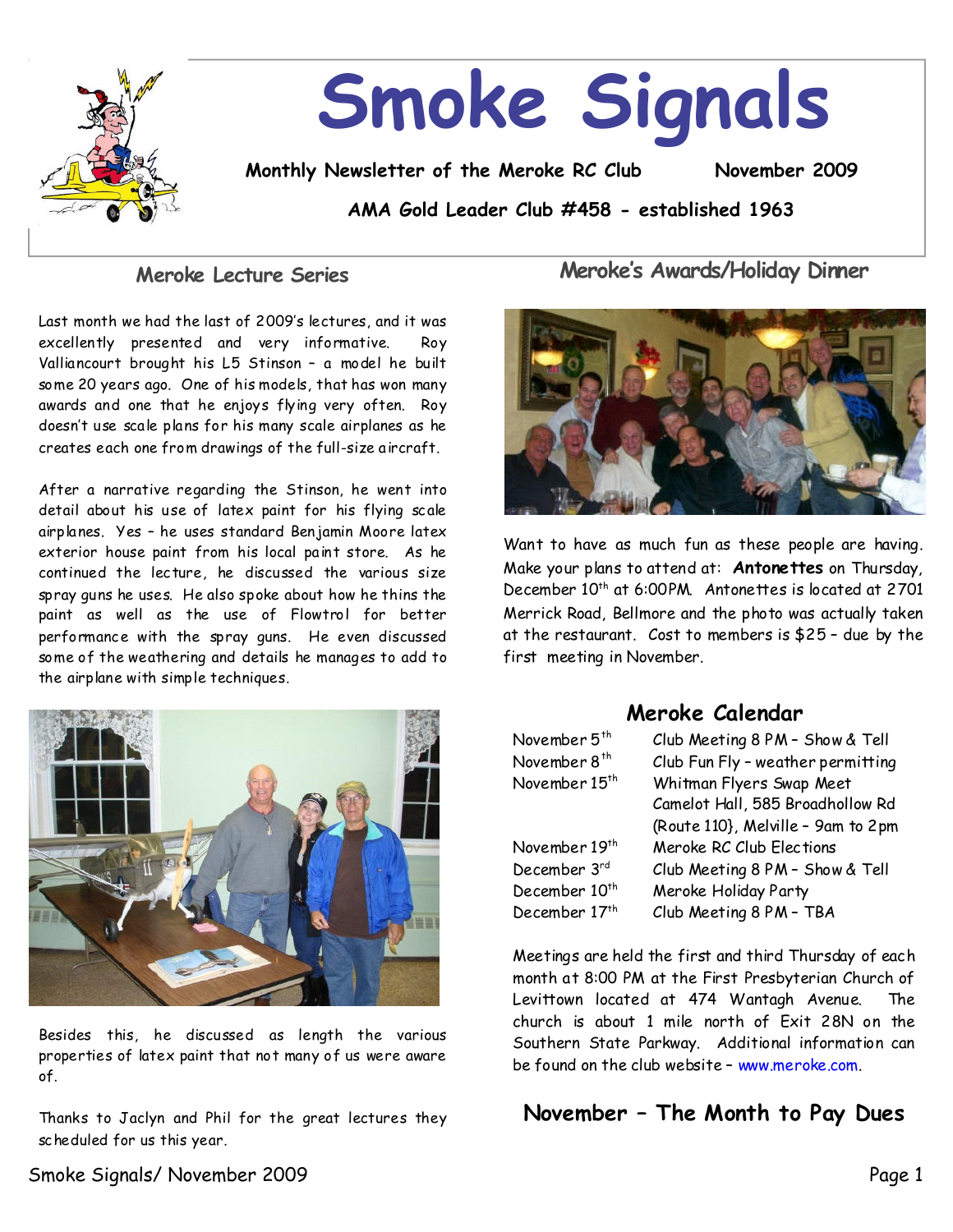# Smoke Signals

**Monthly Newsletter of the Meroke RC Club** **November 2009**

**AMA Gold Leader Club #458 - established 1963**

## Meroke Lecture Series

Last month we had the last of 2009's lectures, and it was excellently presented and very informative. Roy Valliancourt brought his L5 Stinson – a model he built some 20 years ago. One of his models, that has won many awards and one that he enjoys flying very often. Roy doesn't use scale plans for his many scale airplanes as he creates each one from drawings of the full-size aircraft.

After a narrative regarding the Stinson, he went into detail about his use of latex paint for his flying scale airplanes. Yes – he uses standard Benjamin Moore latex exterior house paint from his local paint store. As he continued the lecture, he discussed the various size spray guns he uses. He also spoke about how he thins the paint as well as the use of Flowtrol for better performance with the spray guns. He even discussed some of the weathering and details he manages to add to the airplane with simple techniques.

Besides this, he discussed as length the various properties of latex paint that not many of us were aware of.

Thanks to Jaclyn and Phil for the great lectures they scheduled for us this year.

## Meroke's Awards/Holiday Dinner

Want to have as much fun as these people are having. Make your plans to attend at: **Antonettes** on Thursday, December 10th at 6:00PM. Antonettes is located at 2701 Merrick Road, Bellmore and the photo was actually taken at the restaurant. Cost to members is $25 – due by the first meeting in November.

## Meroke Calendar

| | |
|---|---|
| November 5th | Club Meeting 8 PM – Show & Tell |
| November 8th | Club Fun Fly – weather permitting |
| November 15th | Whitman Flyers Swap Meet Camelot Hall, 585 Broadhollow Rd (Route 110}, Melville – 9am to 2pm |
| November 19th | Meroke RC Club Elections |
| December 3rd | Club Meeting 8 PM – Show & Tell |
| December 10th | Meroke Holiday Party |
| December 17th | Club Meeting 8 PM – TBA |

Meetings are held the first and third Thursday of each month at 8:00 PM at the First Presbyterian Church of Levittown located at 474 Wantagh Avenue. The church is about 1 mile north of Exit 28N on the Southern State Parkway. Additional information can be found on the club website – www.meroke.com.

## November – The Month to Pay Dues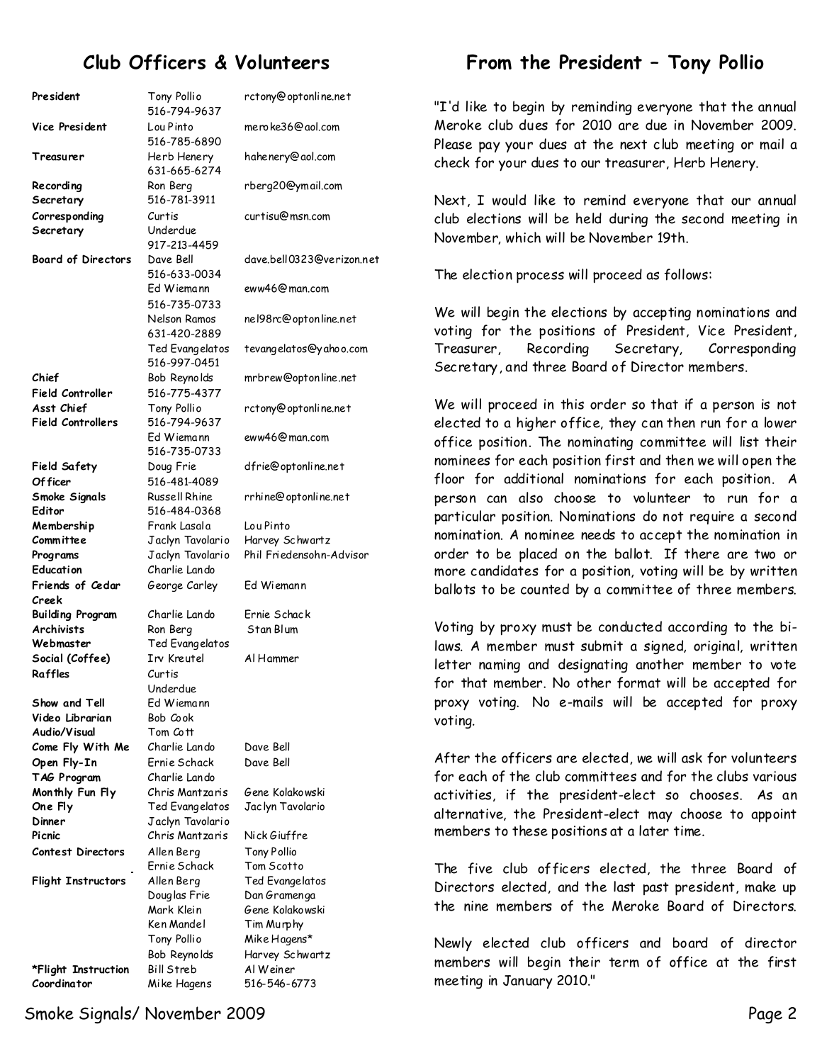## Club Officers & Volunteers

| | | |
|---|---|---|
| **President** | Tony Pollio 516-794-9637 | rctony@optonline.net |
| **Vice President** | Lou Pinto 516-785-6890 | meroke36@aol.com |
| **Treasurer** | Herb Henery 631-665-6274 | hahenery@aol.com |
| **Recording Secretary** | Ron Berg 516-781-3911 | rberg20@ymail.com |
| **Corresponding Secretary** | Curtis Underdue 917-213-4459 | curtisu@msn.com |
| **Board of Directors** | Dave Bell 516-633-0034 | dave.bell0323@verizon.net |
| | Ed Wiemann 516-735-0733 | eww46@man.com |
| | Nelson Ramos 631-420-2889 | nel98rc@optonline.net |
| | Ted Evangelatos 516-997-0451 | tevangelatos@yahoo.com |
| **Chief Field Controller** | Bob Reynolds 516-775-4377 | mrbrew@optonline.net |
| **Asst Chief Field Controllers** | Tony Pollio 516-794-9637 | rctony@optonline.net |
| | Ed Wiemann 516-735-0733 | eww46@man.com |
| **Field Safety Officer** | Doug Frie 516-481-4089 | dfrie@optonline.net |
| **Smoke Signals Editor** | Russell Rhine 516-484-0368 | rrhine@optonline.net |
| **Membership Committee** | Frank Lasala | Lou Pinto |
| | Jaclyn Tavolario | Harvey Schwartz |
| **Programs** | Jaclyn Tavolario | Phil Friedensohn-Advisor |
| **Education** | Charlie Lando | |
| **Friends of Cedar Creek** | George Carley | Ed Wiemann |
| **Building Program** | Charlie Lando | Ernie Schack |
| **Archivists** | Ron Berg | Stan Blum |
| **Webmaster** | Ted Evangelatos | |
| **Social (Coffee)** | Irv Kreutel | Al Hammer |
| **Raffles** | Curtis Underdue | |
| **Show and Tell** | Ed Wiemann | |
| **Video Librarian** | Bob Cook | |
| **Audio/Visual** | Tom Cott | |
| **Come Fly With Me** | Charlie Lando | Dave Bell |
| **Open Fly-In** | Ernie Schack | Dave Bell |
| **TAG Program** | Charlie Lando | |
| **Monthly Fun Fly** | Chris Mantzaris | Gene Kolakowski |
| **One Fly** | Ted Evangelatos | Jaclyn Tavolario |
| **Dinner** | Jaclyn Tavolario | |
| **Picnic** | Chris Mantzaris | Nick Giuffre |
| **Contest Directors** | Allen Berg | Tony Pollio |
| | Ernie Schack | Tom Scotto |
| **Flight Instructors** | Allen Berg | Ted Evangelatos |
| | Douglas Frie | Dan Gramenga |
| | Mark Klein | Gene Kolakowski |
| | Ken Mandel | Tim Murphy |
| | Tony Pollio | Mike Hagens* |
| | Bob Reynolds | Harvey Schwartz |
| | Bill Streb | Al Weiner |
| **\*Flight Instruction Coordinator** | Mike Hagens | 516-546-6773 |

## From the President – Tony Pollio

"I'd like to begin by reminding everyone that the annual Meroke club dues for 2010 are due in November 2009. Please pay your dues at the next club meeting or mail a check for your dues to our treasurer, Herb Henery.

Next, I would like to remind everyone that our annual club elections will be held during the second meeting in November, which will be November 19th.

The election process will proceed as follows:

We will begin the elections by accepting nominations and voting for the positions of President, Vice President, Treasurer, Recording Secretary, Corresponding Secretary, and three Board of Director members.

We will proceed in this order so that if a person is not elected to a higher office, they can then run for a lower office position. The nominating committee will list their nominees for each position first and then we will open the floor for additional nominations for each position. A person can also choose to volunteer to run for a particular position. Nominations do not require a second nomination. A nominee needs to accept the nomination in order to be placed on the ballot. If there are two or more candidates for a position, voting will be by written ballots to be counted by a committee of three members.

Voting by proxy must be conducted according to the bi-laws. A member must submit a signed, original, written letter naming and designating another member to vote for that member. No other format will be accepted for proxy voting. No e-mails will be accepted for proxy voting.

After the officers are elected, we will ask for volunteers for each of the club committees and for the clubs various activities, if the president-elect so chooses. As an alternative, the President-elect may choose to appoint members to these positions at a later time.

The five club officers elected, the three Board of Directors elected, and the last past president, make up the nine members of the Meroke Board of Directors.

Newly elected club officers and board of director members will begin their term of office at the first meeting in January 2010."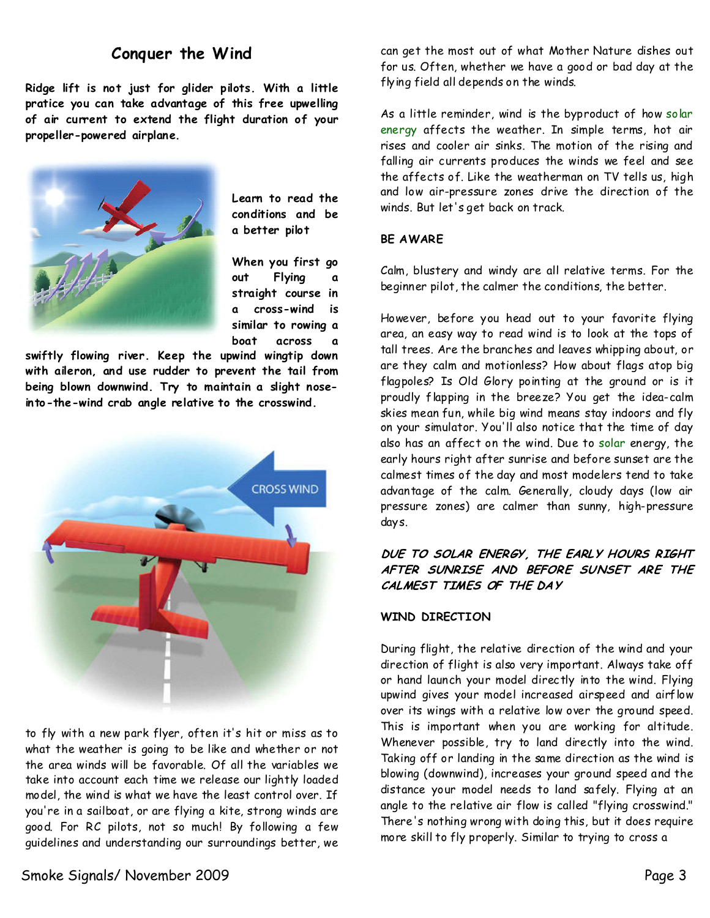## Conquer the Wind

**Ridge lift is not just for glider pilots. With a little pratice you can take advantage of this free upwelling of air current to extend the flight duration of your propeller-powered airplane.**

**Learn to read the conditions and be a better pilot**

**When you first go out Flying a straight course in a cross-wind is similar to rowing a boat across a swiftly flowing river. Keep the upwind wingtip down with aileron, and use rudder to prevent the tail from being blown downwind. Try to maintain a slight nose-into-the-wind crab angle relative to the crosswind.**

to fly with a new park flyer, often it's hit or miss as to what the weather is going to be like and whether or not the area winds will be favorable. Of all the variables we take into account each time we release our lightly loaded model, the wind is what we have the least control over. If you're in a sailboat, or are flying a kite, strong winds are good. For RC pilots, not so much! By following a few guidelines and understanding our surroundings better, we can get the most out of what Mother Nature dishes out for us. Often, whether we have a good or bad day at the flying field all depends on the winds.

As a little reminder, wind is the byproduct of how solar energy affects the weather. In simple terms, hot air rises and cooler air sinks. The motion of the rising and falling air currents produces the winds we feel and see the affects of. Like the weatherman on TV tells us, high and low air-pressure zones drive the direction of the winds. But let's get back on track.

**BE AWARE**

Calm, blustery and windy are all relative terms. For the beginner pilot, the calmer the conditions, the better.

However, before you head out to your favorite flying area, an easy way to read wind is to look at the tops of tall trees. Are the branches and leaves whipping about, or are they calm and motionless? How about flags atop big flagpoles? Is Old Glory pointing at the ground or is it proudly flapping in the breeze? You get the idea-calm skies mean fun, while big wind means stay indoors and fly on your simulator. You'll also notice that the time of day also has an affect on the wind. Due to solar energy, the early hours right after sunrise and before sunset are the calmest times of the day and most modelers tend to take advantage of the calm. Generally, cloudy days (low air pressure zones) are calmer than sunny, high-pressure days.

***DUE TO SOLAR ENERGY, THE EARLY HOURS RIGHT AFTER SUNRISE AND BEFORE SUNSET ARE THE CALMEST TIMES OF THE DAY***

**WIND DIRECTION**

During flight, the relative direction of the wind and your direction of flight is also very important. Always take off or hand launch your model directly into the wind. Flying upwind gives your model increased airspeed and airflow over its wings with a relative low over the ground speed. This is important when you are working for altitude. Whenever possible, try to land directly into the wind. Taking off or landing in the same direction as the wind is blowing (downwind), increases your ground speed and the distance your model needs to land safely. Flying at an angle to the relative air flow is called "flying crosswind." There's nothing wrong with doing this, but it does require more skill to fly properly. Similar to trying to cross a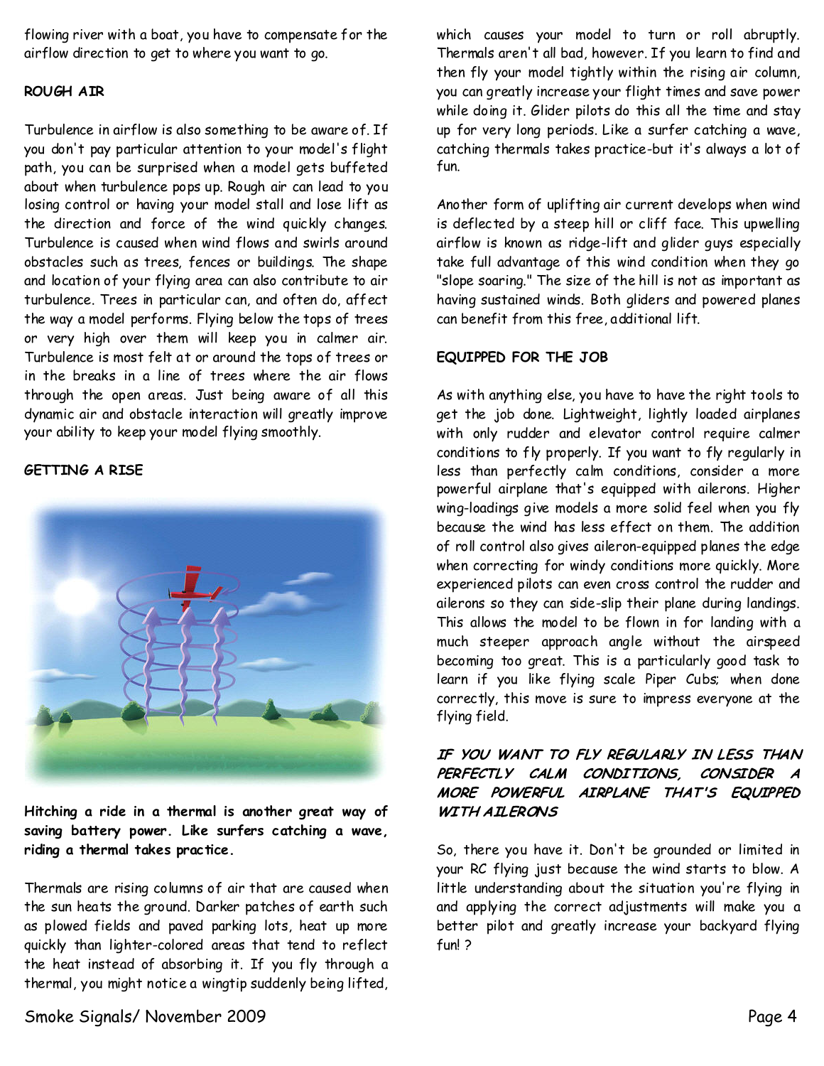flowing river with a boat, you have to compensate for the airflow direction to get to where you want to go.

**ROUGH AIR**

Turbulence in airflow is also something to be aware of. If you don't pay particular attention to your model's flight path, you can be surprised when a model gets buffeted about when turbulence pops up. Rough air can lead to you losing control or having your model stall and lose lift as the direction and force of the wind quickly changes. Turbulence is caused when wind flows and swirls around obstacles such as trees, fences or buildings. The shape and location of your flying area can also contribute to air turbulence. Trees in particular can, and often do, affect the way a model performs. Flying below the tops of trees or very high over them will keep you in calmer air. Turbulence is most felt at or around the tops of trees or in the breaks in a line of trees where the air flows through the open areas. Just being aware of all this dynamic air and obstacle interaction will greatly improve your ability to keep your model flying smoothly.

**GETTING A RISE**

**Hitching a ride in a thermal is another great way of saving battery power. Like surfers catching a wave, riding a thermal takes practice.**

Thermals are rising columns of air that are caused when the sun heats the ground. Darker patches of earth such as plowed fields and paved parking lots, heat up more quickly than lighter-colored areas that tend to reflect the heat instead of absorbing it. If you fly through a thermal, you might notice a wingtip suddenly being lifted, which causes your model to turn or roll abruptly. Thermals aren't all bad, however. If you learn to find and then fly your model tightly within the rising air column, you can greatly increase your flight times and save power while doing it. Glider pilots do this all the time and stay up for very long periods. Like a surfer catching a wave, catching thermals takes practice-but it's always a lot of fun.

Another form of uplifting air current develops when wind is deflected by a steep hill or cliff face. This upwelling airflow is known as ridge-lift and glider guys especially take full advantage of this wind condition when they go "slope soaring." The size of the hill is not as important as having sustained winds. Both gliders and powered planes can benefit from this free, additional lift.

**EQUIPPED FOR THE JOB**

As with anything else, you have to have the right tools to get the job done. Lightweight, lightly loaded airplanes with only rudder and elevator control require calmer conditions to fly properly. If you want to fly regularly in less than perfectly calm conditions, consider a more powerful airplane that's equipped with ailerons. Higher wing-loadings give models a more solid feel when you fly because the wind has less effect on them. The addition of roll control also gives aileron-equipped planes the edge when correcting for windy conditions more quickly. More experienced pilots can even cross control the rudder and ailerons so they can side-slip their plane during landings. This allows the model to be flown in for landing with a much steeper approach angle without the airspeed becoming too great. This is a particularly good task to learn if you like flying scale Piper Cubs; when done correctly, this move is sure to impress everyone at the flying field.

***IF YOU WANT TO FLY REGULARLY IN LESS THAN PERFECTLY CALM CONDITIONS, CONSIDER A MORE POWERFUL AIRPLANE THAT'S EQUIPPED WITH AILERONS***

So, there you have it. Don't be grounded or limited in your RC flying just because the wind starts to blow. A little understanding about the situation you're flying in and applying the correct adjustments will make you a better pilot and greatly increase your backyard flying fun! ?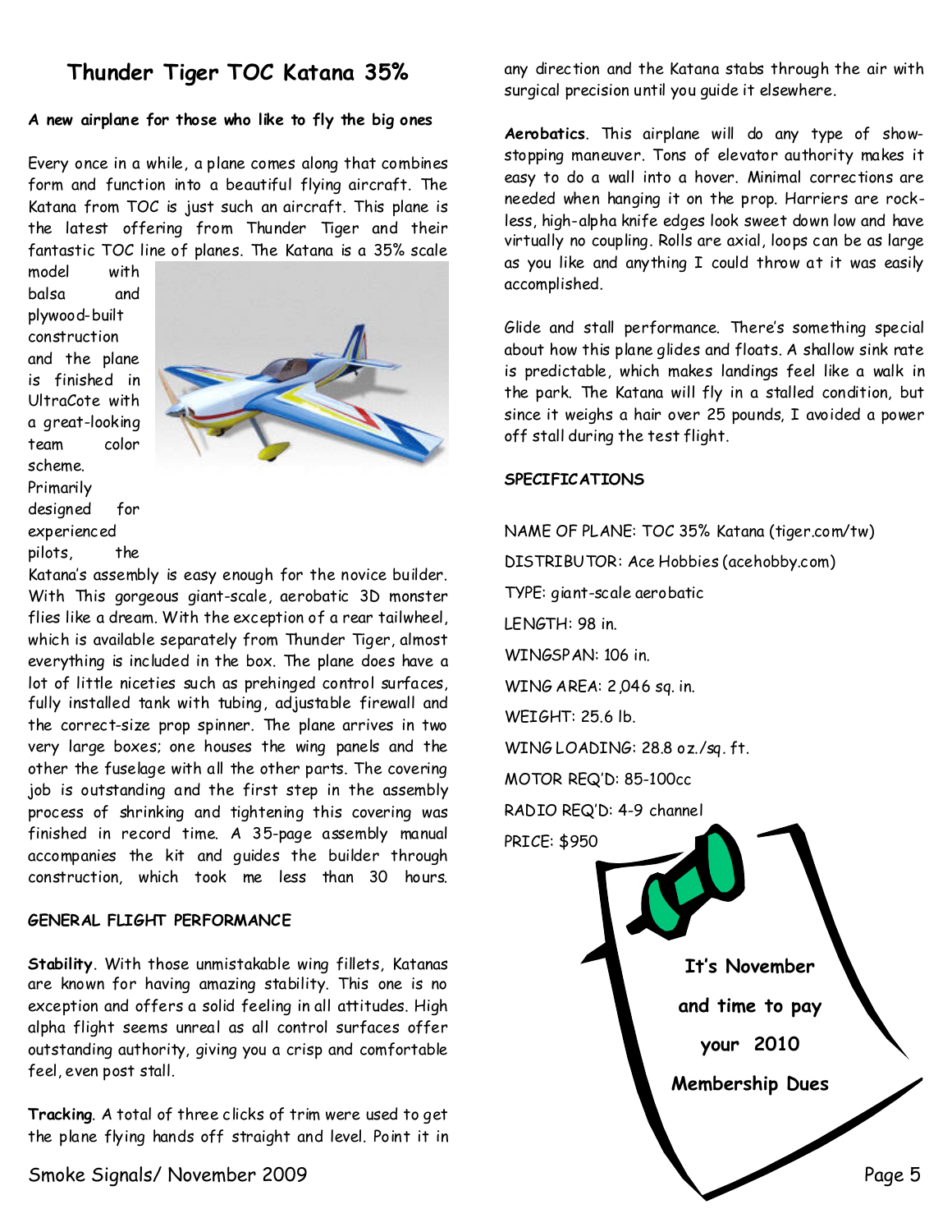# Thunder Tiger TOC Katana 35%

**A new airplane for those who like to fly the big ones**

Every once in a while, a plane comes along that combines form and function into a beautiful flying aircraft. The Katana from TOC is just such an aircraft. This plane is the latest offering from Thunder Tiger and their fantastic TOC line of planes. The Katana is a 35% scale model with balsa and plywood-built construction and the plane is finished in UltraCote with a great-looking team color scheme. Primarily designed for experienced pilots, the Katana's assembly is easy enough for the novice builder. With This gorgeous giant-scale, aerobatic 3D monster flies like a dream. With the exception of a rear tailwheel, which is available separately from Thunder Tiger, almost everything is included in the box. The plane does have a lot of little niceties such as prehinged control surfaces, fully installed tank with tubing, adjustable firewall and the correct-size prop spinner. The plane arrives in two very large boxes; one houses the wing panels and the other the fuselage with all the other parts. The covering job is outstanding and the first step in the assembly process of shrinking and tightening this covering was finished in record time. A 35-page assembly manual accompanies the kit and guides the builder through construction, which took me less than 30 hours.

## GENERAL FLIGHT PERFORMANCE

**Stability**. With those unmistakable wing fillets, Katanas are known for having amazing stability. This one is no exception and offers a solid feeling in all attitudes. High alpha flight seems unreal as all control surfaces offer outstanding authority, giving you a crisp and comfortable feel, even post stall.

**Tracking**. A total of three clicks of trim were used to get the plane flying hands off straight and level. Point it in any direction and the Katana stabs through the air with surgical precision until you guide it elsewhere.

**Aerobatics**. This airplane will do any type of show-stopping maneuver. Tons of elevator authority makes it easy to do a wall into a hover. Minimal corrections are needed when hanging it on the prop. Harriers are rock-less, high-alpha knife edges look sweet down low and have virtually no coupling. Rolls are axial, loops can be as large as you like and anything I could throw at it was easily accomplished.

Glide and stall performance. There's something special about how this plane glides and floats. A shallow sink rate is predictable, which makes landings feel like a walk in the park. The Katana will fly in a stalled condition, but since it weighs a hair over 25 pounds, I avoided a power off stall during the test flight.

## SPECIFICATIONS

NAME OF PLANE: TOC 35% Katana (tiger.com/tw)

DISTRIBUTOR: Ace Hobbies (acehobby.com)

TYPE: giant-scale aerobatic

LENGTH: 98 in.

WINGSPAN: 106 in.

WING AREA: 2,046 sq. in.

WEIGHT: 25.6 lb.

WING LOADING: 28.8 oz./sq. ft.

MOTOR REQ'D: 85-100cc

RADIO REQ'D: 4-9 channel

PRICE: $950

**It's November and time to pay your 2010 Membership Dues**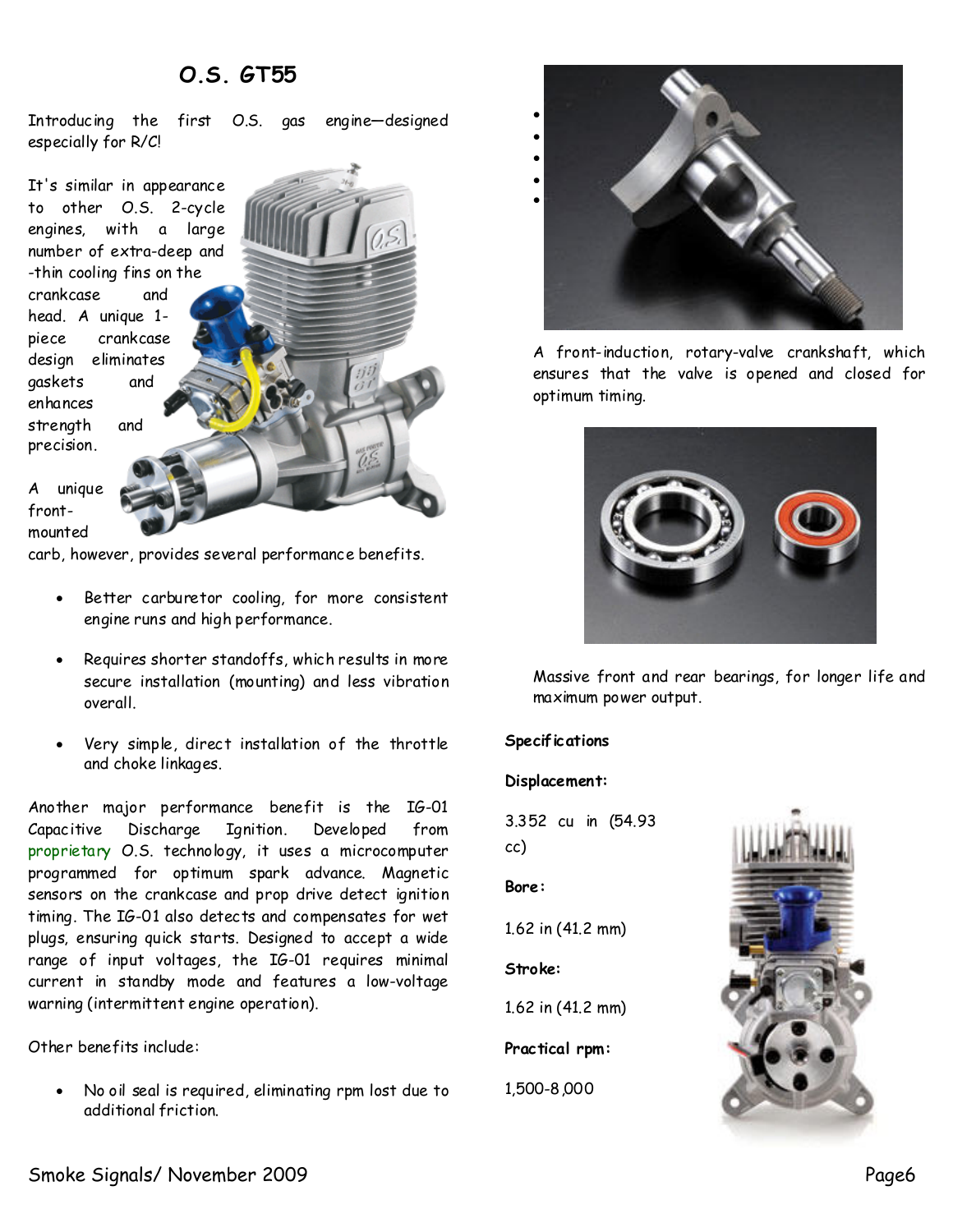# O.S. GT55

Introducing the first O.S. gas engine—designed especially for R/C!

It's similar in appearance to other O.S. 2-cycle engines, with a large number of extra-deep and -thin cooling fins on the crankcase and head. A unique 1-piece crankcase design eliminates gaskets and enhances strength and precision.

A unique front-mounted carb, however, provides several performance benefits.

- Better carburetor cooling, for more consistent engine runs and high performance.
- Requires shorter standoffs, which results in more secure installation (mounting) and less vibration overall.
- Very simple, direct installation of the throttle and choke linkages.

Another major performance benefit is the IG-01 Capacitive Discharge Ignition. Developed from proprietary O.S. technology, it uses a microcomputer programmed for optimum spark advance. Magnetic sensors on the crankcase and prop drive detect ignition timing. The IG-01 also detects and compensates for wet plugs, ensuring quick starts. Designed to accept a wide range of input voltages, the IG-01 requires minimal current in standby mode and features a low-voltage warning (intermittent engine operation).

Other benefits include:

- No oil seal is required, eliminating rpm lost due to additional friction.

A front-induction, rotary-valve crankshaft, which ensures that the valve is opened and closed for optimum timing.

Massive front and rear bearings, for longer life and maximum power output.

**Specifications**

**Displacement:**

3.352 cu in (54.93 cc)

**Bore:**

1.62 in (41.2 mm)

**Stroke:**

1.62 in (41.2 mm)

**Practical rpm:**

1,500-8,000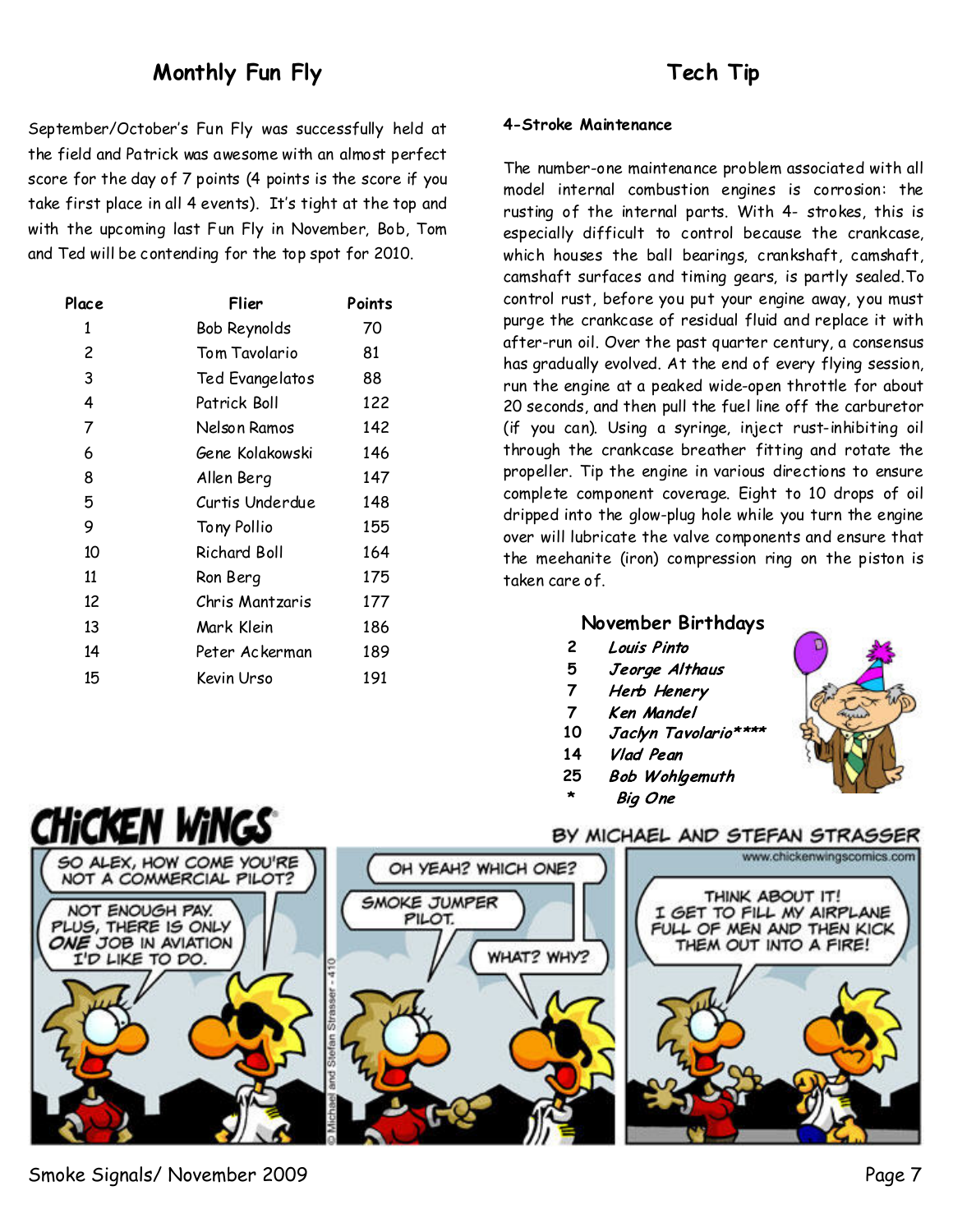## Monthly Fun Fly

September/October's Fun Fly was successfully held at the field and Patrick was awesome with an almost perfect score for the day of 7 points (4 points is the score if you take first place in all 4 events). It's tight at the top and with the upcoming last Fun Fly in November, Bob, Tom and Ted will be contending for the top spot for 2010.

| Place | Flier | Points |
|---|---|---|
| 1 | Bob Reynolds | 70 |
| 2 | Tom Tavolario | 81 |
| 3 | Ted Evangelatos | 88 |
| 4 | Patrick Boll | 122 |
| 7 | Nelson Ramos | 142 |
| 6 | Gene Kolakowski | 146 |
| 8 | Allen Berg | 147 |
| 5 | Curtis Underdue | 148 |
| 9 | Tony Pollio | 155 |
| 10 | Richard Boll | 164 |
| 11 | Ron Berg | 175 |
| 12 | Chris Mantzaris | 177 |
| 13 | Mark Klein | 186 |
| 14 | Peter Ackerman | 189 |
| 15 | Kevin Urso | 191 |

## Tech Tip

**4-Stroke Maintenance**

The number-one maintenance problem associated with all model internal combustion engines is corrosion: the rusting of the internal parts. With 4- strokes, this is especially difficult to control because the crankcase, which houses the ball bearings, crankshaft, camshaft, camshaft surfaces and timing gears, is partly sealed.To control rust, before you put your engine away, you must purge the crankcase of residual fluid and replace it with after-run oil. Over the past quarter century, a consensus has gradually evolved. At the end of every flying session, run the engine at a peaked wide-open throttle for about 20 seconds, and then pull the fuel line off the carburetor (if you can). Using a syringe, inject rust-inhibiting oil through the crankcase breather fitting and rotate the propeller. Tip the engine in various directions to ensure complete component coverage. Eight to 10 drops of oil dripped into the glow-plug hole while you turn the engine over will lubricate the valve components and ensure that the meehanite (iron) compression ring on the piston is taken care of.

### November Birthdays

| | |
|---|---|
| 2 | *Louis Pinto* |
| 5 | *Jeorge Althaus* |
| 7 | *Herb Henery* |
| 7 | *Ken Mandel* |
| 10 | *Jaclyn Tavolario\*\*\*\** |
| 14 | *Vlad Pean* |
| 25 | *Bob Wohlgemuth* |
| * | *Big One* |